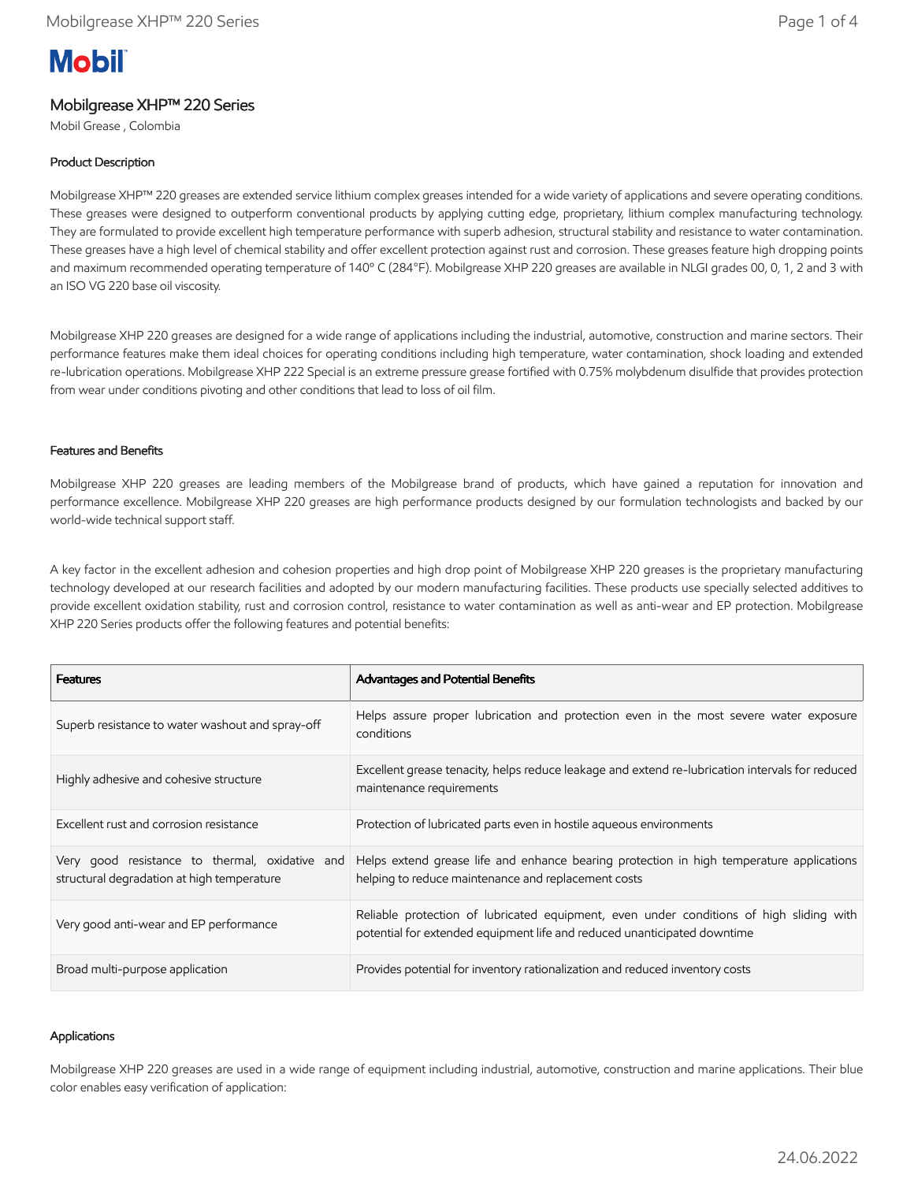Mobil

# Mobilgrease XHP™ 220 Series

Mobil Grease , Colombia

## Product Description

Mobilgrease XHP™ 220 greases are extended service lithium complex greases intended for a wide variety of applications and severe operating conditions. These greases were designed to outperform conventional products by applying cutting edge, proprietary, lithium complex manufacturing technology. They are formulated to provide excellent high temperature performance with superb adhesion, structural stability and resistance to water contamination. These greases have a high level of chemical stability and offer excellent protection against rust and corrosion. These greases feature high dropping points and maximum recommended operating temperature of 140° C (284°F). Mobilgrease XHP 220 greases are available in NLGI grades 00, 0, 1, 2 and 3 with an ISO VG 220 base oil viscosity.

Mobilgrease XHP 220 greases are designed for a wide range of applications including the industrial, automotive, construction and marine sectors. Their performance features make them ideal choices for operating conditions including high temperature, water contamination, shock loading and extended re-lubrication operations. Mobilgrease XHP 222 Special is an extreme pressure grease fortified with 0.75% molybdenum disulfide that provides protection from wear under conditions pivoting and other conditions that lead to loss of oil film.

## Features and Benefits

Mobilgrease XHP 220 greases are leading members of the Mobilgrease brand of products, which have gained a reputation for innovation and performance excellence. Mobilgrease XHP 220 greases are high performance products designed by our formulation technologists and backed by our world-wide technical support staff.

A key factor in the excellent adhesion and cohesion properties and high drop point of Mobilgrease XHP 220 greases is the proprietary manufacturing technology developed at our research facilities and adopted by our modern manufacturing facilities. These products use specially selected additives to provide excellent oxidation stability, rust and corrosion control, resistance to water contamination as well as anti-wear and EP protection. Mobilgrease XHP 220 Series products offer the following features and potential benefits:

| Features | Advantages and Potential Benefits |
|---|---|
| Superb resistance to water washout and spray-off | Helps assure proper lubrication and protection even in the most severe water exposure conditions |
| Highly adhesive and cohesive structure | Excellent grease tenacity, helps reduce leakage and extend re-lubrication intervals for reduced maintenance requirements |
| Excellent rust and corrosion resistance | Protection of lubricated parts even in hostile aqueous environments |
| Very good resistance to thermal, oxidative and structural degradation at high temperature | Helps extend grease life and enhance bearing protection in high temperature applications helping to reduce maintenance and replacement costs |
| Very good anti-wear and EP performance | Reliable protection of lubricated equipment, even under conditions of high sliding with potential for extended equipment life and reduced unanticipated downtime |
| Broad multi-purpose application | Provides potential for inventory rationalization and reduced inventory costs |

## Applications

Mobilgrease XHP 220 greases are used in a wide range of equipment including industrial, automotive, construction and marine applications. Their blue color enables easy verification of application: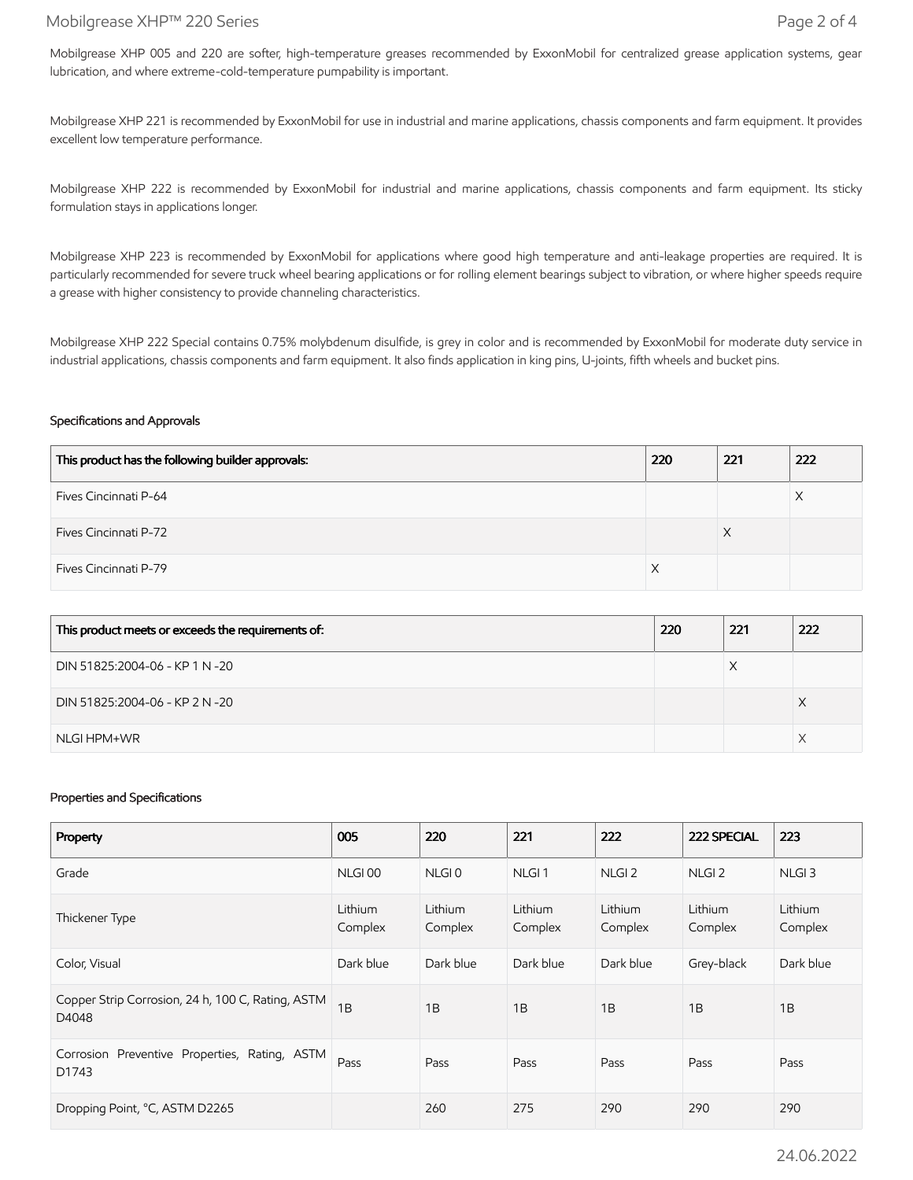Mobilgrease XHP 005 and 220 are softer, high-temperature greases recommended by ExxonMobil for centralized grease application systems, gear lubrication, and where extreme-cold-temperature pumpability is important.

Mobilgrease XHP 221 is recommended by ExxonMobil for use in industrial and marine applications, chassis components and farm equipment. It provides excellent low temperature performance.

Mobilgrease XHP 222 is recommended by ExxonMobil for industrial and marine applications, chassis components and farm equipment. Its sticky formulation stays in applications longer.

Mobilgrease XHP 223 is recommended by ExxonMobil for applications where good high temperature and anti-leakage properties are required. It is particularly recommended for severe truck wheel bearing applications or for rolling element bearings subject to vibration, or where higher speeds require a grease with higher consistency to provide channeling characteristics.

Mobilgrease XHP 222 Special contains 0.75% molybdenum disulfide, is grey in color and is recommended by ExxonMobil for moderate duty service in industrial applications, chassis components and farm equipment. It also finds application in king pins, U-joints, fifth wheels and bucket pins.

## Specifications and Approvals

| This product has the following builder approvals: | 220 | 221 | 222 |
|---|---|---|---|
| Fives Cincinnati P-64 | | | X |
| Fives Cincinnati P-72 | | X | |
| Fives Cincinnati P-79 | X | | |

| This product meets or exceeds the requirements of: | 220 | 221 | 222 |
|---|---|---|---|
| DIN 51825:2004-06 - KP 1 N -20 | | X | |
| DIN 51825:2004-06 - KP 2 N -20 | | | X |
| NLGI HPM+WR | | | X |

## Properties and Specifications

| Property | 005 | 220 | 221 | 222 | 222 SPECIAL | 223 |
|---|---|---|---|---|---|---|
| Grade | NLGI 00 | NLGI 0 | NLGI 1 | NLGI 2 | NLGI 2 | NLGI 3 |
| Thickener Type | Lithium Complex | Lithium Complex | Lithium Complex | Lithium Complex | Lithium Complex | Lithium Complex |
| Color, Visual | Dark blue | Dark blue | Dark blue | Dark blue | Grey-black | Dark blue |
| Copper Strip Corrosion, 24 h, 100 C, Rating, ASTM D4048 | 1B | 1B | 1B | 1B | 1B | 1B |
| Corrosion Preventive Properties, Rating, ASTM D1743 | Pass | Pass | Pass | Pass | Pass | Pass |
| Dropping Point, °C, ASTM D2265 | | 260 | 275 | 290 | 290 | 290 |

24.06.2022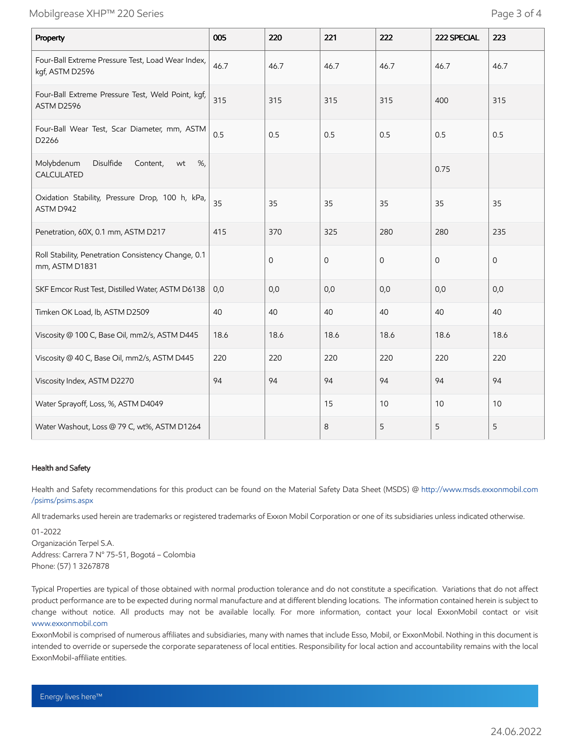| Property | 005 | 220 | 221 | 222 | 222 SPECIAL | 223 |
|---|---|---|---|---|---|---|
| Four-Ball Extreme Pressure Test, Load Wear Index, kgf, ASTM D2596 | 46.7 | 46.7 | 46.7 | 46.7 | 46.7 | 46.7 |
| Four-Ball Extreme Pressure Test, Weld Point, kgf, ASTM D2596 | 315 | 315 | 315 | 315 | 400 | 315 |
| Four-Ball Wear Test, Scar Diameter, mm, ASTM D2266 | 0.5 | 0.5 | 0.5 | 0.5 | 0.5 | 0.5 |
| Molybdenum Disulfide Content, wt %, CALCULATED | | | | | 0.75 | |
| Oxidation Stability, Pressure Drop, 100 h, kPa, ASTM D942 | 35 | 35 | 35 | 35 | 35 | 35 |
| Penetration, 60X, 0.1 mm, ASTM D217 | 415 | 370 | 325 | 280 | 280 | 235 |
| Roll Stability, Penetration Consistency Change, 0.1 mm, ASTM D1831 | | 0 | 0 | 0 | 0 | 0 |
| SKF Emcor Rust Test, Distilled Water, ASTM D6138 | 0,0 | 0,0 | 0,0 | 0,0 | 0,0 | 0,0 |
| Timken OK Load, lb, ASTM D2509 | 40 | 40 | 40 | 40 | 40 | 40 |
| Viscosity @ 100 C, Base Oil, mm2/s, ASTM D445 | 18.6 | 18.6 | 18.6 | 18.6 | 18.6 | 18.6 |
| Viscosity @ 40 C, Base Oil, mm2/s, ASTM D445 | 220 | 220 | 220 | 220 | 220 | 220 |
| Viscosity Index, ASTM D2270 | 94 | 94 | 94 | 94 | 94 | 94 |
| Water Sprayoff, Loss, %, ASTM D4049 | | | 15 | 10 | 10 | 10 |
| Water Washout, Loss @ 79 C, wt%, ASTM D1264 | | | 8 | 5 | 5 | 5 |

#### Health and Safety

Health and Safety recommendations for this product can be found on the Material Safety Data Sheet (MSDS) @ http://www.msds.exxonmobil.com/psims/psims.aspx

All trademarks used herein are trademarks or registered trademarks of Exxon Mobil Corporation or one of its subsidiaries unless indicated otherwise.

01-2022
Organización Terpel S.A.
Address: Carrera 7 N° 75-51, Bogotá – Colombia
Phone: (57) 1 3267878

Typical Properties are typical of those obtained with normal production tolerance and do not constitute a specification. Variations that do not affect product performance are to be expected during normal manufacture and at different blending locations. The information contained herein is subject to change without notice. All products may not be available locally. For more information, contact your local ExxonMobil contact or visit www.exxonmobil.com
ExxonMobil is comprised of numerous affiliates and subsidiaries, many with names that include Esso, Mobil, or ExxonMobil. Nothing in this document is intended to override or supersede the corporate separateness of local entities. Responsibility for local action and accountability remains with the local ExxonMobil-affiliate entities.

Energy lives here™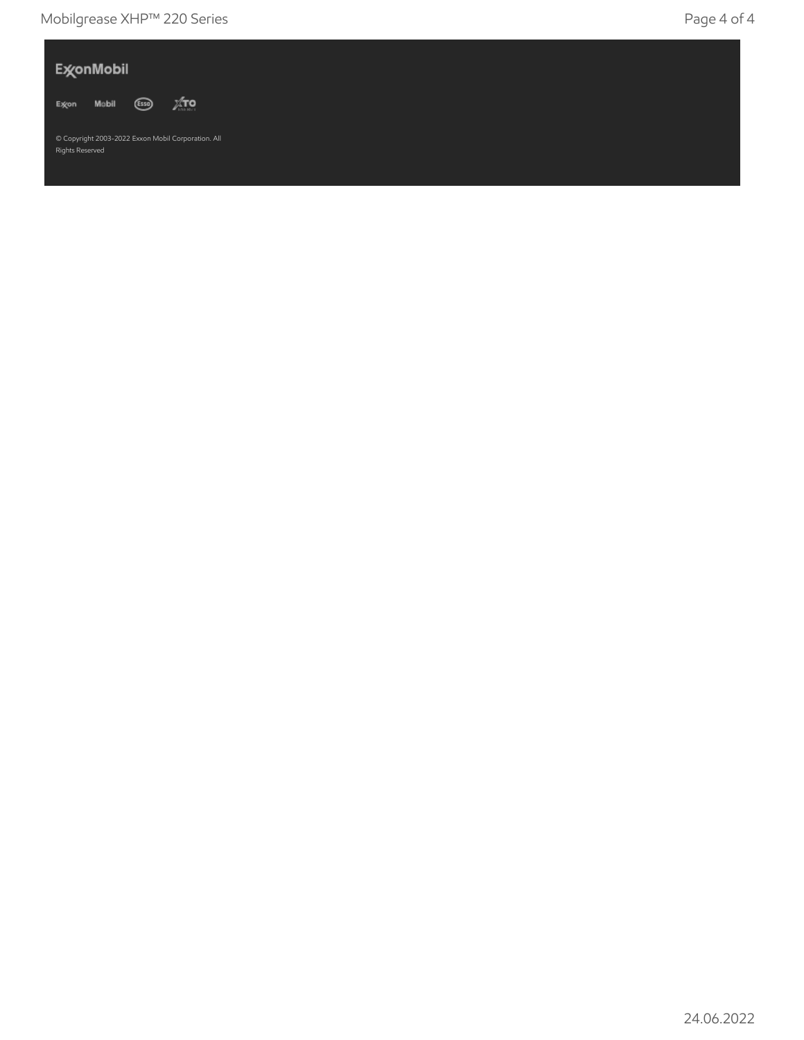ExxonMobil

Exxon Mobil Esso XTO

© Copyright 2003-2022 Exxon Mobil Corporation. All Rights Reserved

24.06.2022